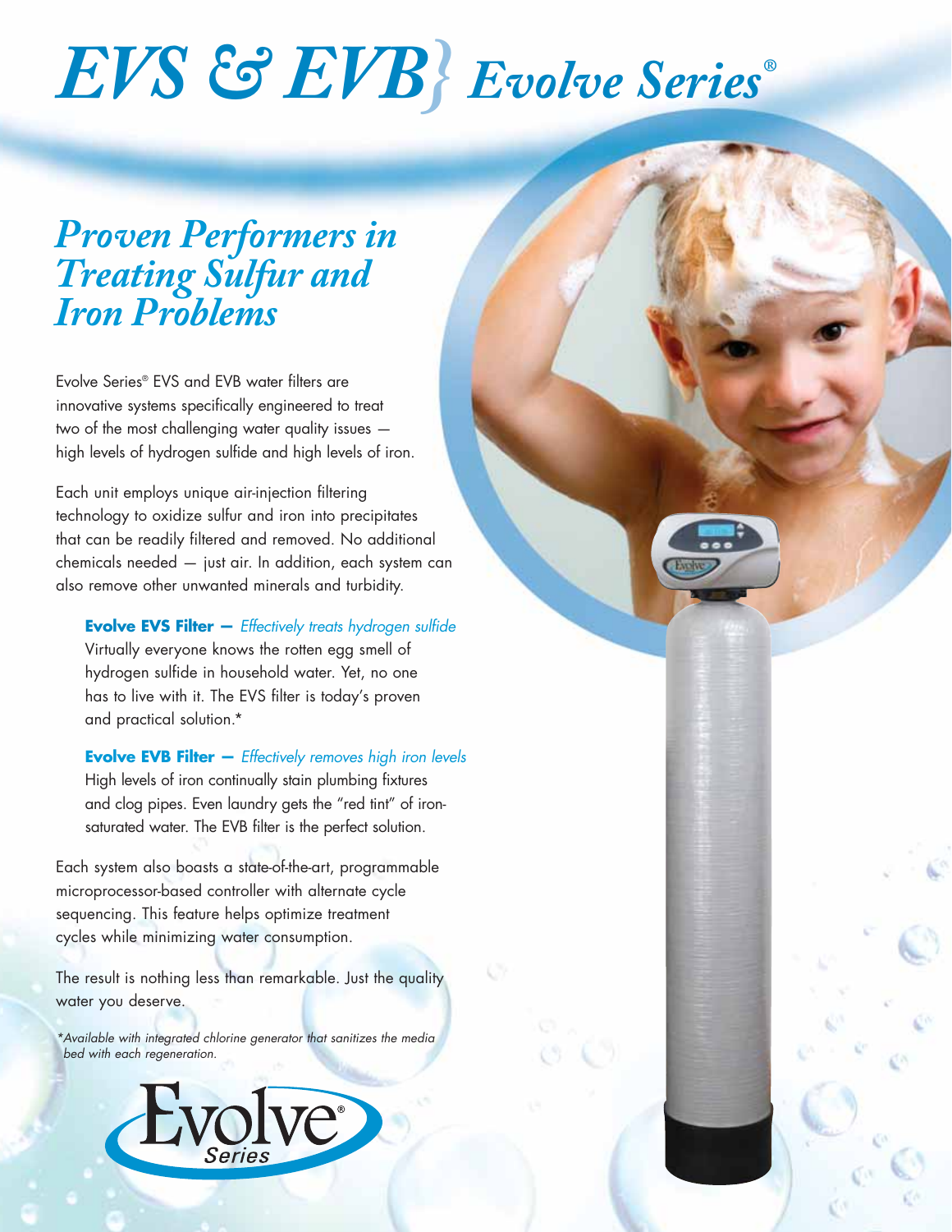# EVS & EVB} Evolve Series®

## Proven Performers in Treating Sulfur and Iron Problems

Evolve Series® EVS and EVB water filters are innovative systems specifically engineered to treat two of the most challenging water quality issues — high levels of hydrogen sulfide and high levels of iron.

Each unit employs unique air-injection filtering technology to oxidize sulfur and iron into precipitates that can be readily filtered and removed. No additional chemicals needed — just air. In addition, each system can also remove other unwanted minerals and turbidity.

**Evolve EVS Filter —** *Effectively treats hydrogen sulfide*
Virtually everyone knows the rotten egg smell of hydrogen sulfide in household water. Yet, no one has to live with it. The EVS filter is today's proven and practical solution.*

**Evolve EVB Filter —** *Effectively removes high iron levels*
High levels of iron continually stain plumbing fixtures and clog pipes. Even laundry gets the "red tint" of iron-saturated water. The EVB filter is the perfect solution.

Each system also boasts a state-of-the-art, programmable microprocessor-based controller with alternate cycle sequencing. This feature helps optimize treatment cycles while minimizing water consumption.

The result is nothing less than remarkable. Just the quality water you deserve.

*\*Available with integrated chlorine generator that sanitizes the media bed with each regeneration.*

Evolve® Series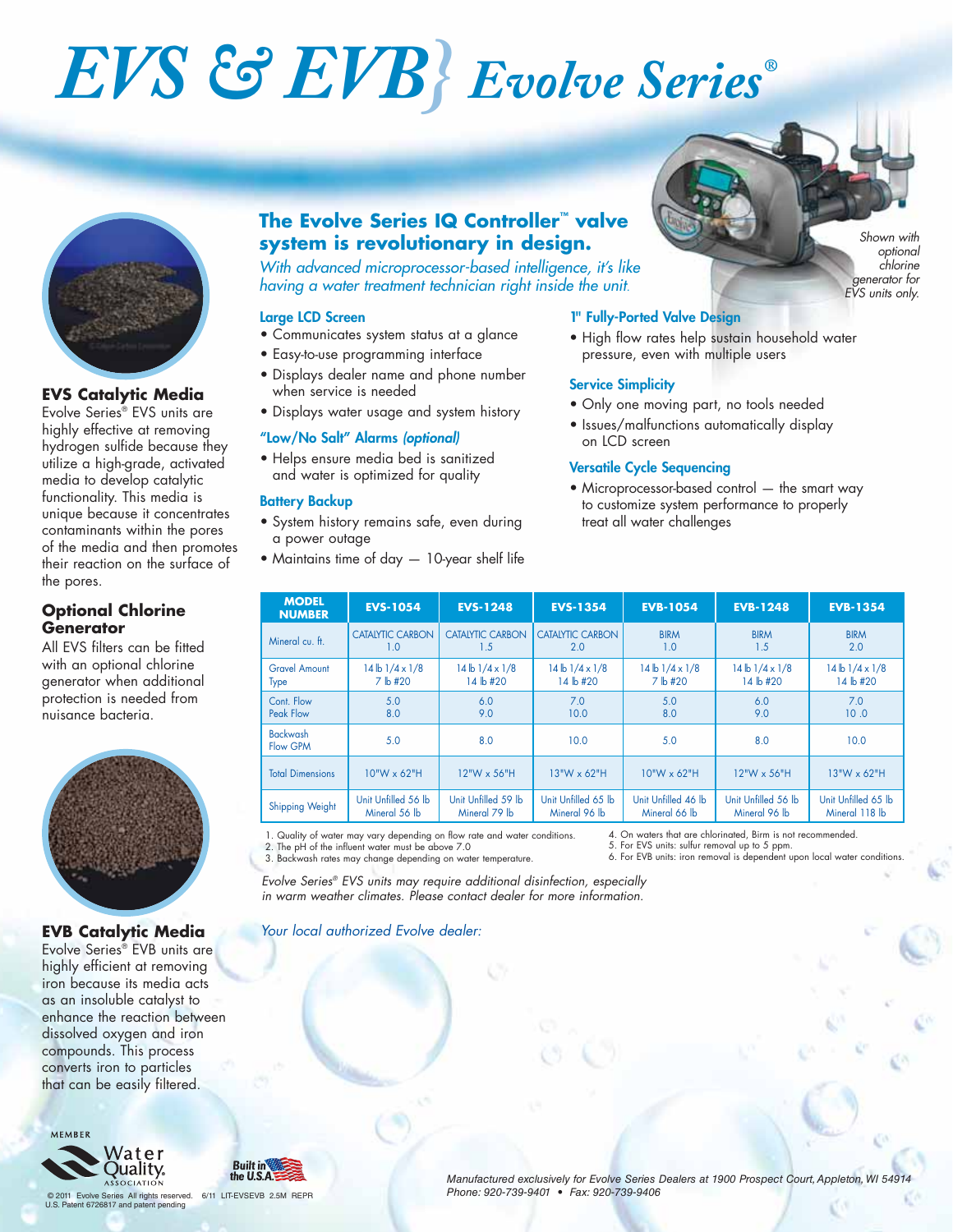# EVS & EVB} Evolve Series®

## The Evolve Series IQ Controller™ valve system is revolutionary in design.

*With advanced microprocessor-based intelligence, it's like having a water treatment technician right inside the unit.*

*Shown with optional chlorine generator for EVS units only.*

### Large LCD Screen

- Communicates system status at a glance
- Easy-to-use programming interface
- Displays dealer name and phone number when service is needed
- Displays water usage and system history

### "Low/No Salt" Alarms *(optional)*

- Helps ensure media bed is sanitized and water is optimized for quality

### Battery Backup

- System history remains safe, even during a power outage
- Maintains time of day — 10-year shelf life

### 1" Fully-Ported Valve Design

- High flow rates help sustain household water pressure, even with multiple users

### Service Simplicity

- Only one moving part, no tools needed
- Issues/malfunctions automatically display on LCD screen

### Versatile Cycle Sequencing

- Microprocessor-based control — the smart way to customize system performance to properly treat all water challenges

### EVS Catalytic Media

Evolve Series® EVS units are highly effective at removing hydrogen sulfide because they utilize a high-grade, activated media to develop catalytic functionality. This media is unique because it concentrates contaminants within the pores of the media and then promotes their reaction on the surface of the pores.

### Optional Chlorine Generator

All EVS filters can be fitted with an optional chlorine generator when additional protection is needed from nuisance bacteria.

### EVB Catalytic Media

Evolve Series® EVB units are highly efficient at removing iron because its media acts as an insoluble catalyst to enhance the reaction between dissolved oxygen and iron compounds. This process converts iron to particles that can be easily filtered.

| MODEL NUMBER | EVS-1054 | EVS-1248 | EVS-1354 | EVB-1054 | EVB-1248 | EVB-1354 |
|---|---|---|---|---|---|---|
| Mineral cu. ft. | CATALYTIC CARBON 1.0 | CATALYTIC CARBON 1.5 | CATALYTIC CARBON 2.0 | BIRM 1.0 | BIRM 1.5 | BIRM 2.0 |
| Gravel Amount Type | 14 lb 1/4 x 1/8 7 lb #20 | 14 lb 1/4 x 1/8 14 lb #20 | 14 lb 1/4 x 1/8 14 lb #20 | 14 lb 1/4 x 1/8 7 lb #20 | 14 lb 1/4 x 1/8 14 lb #20 | 14 lb 1/4 x 1/8 14 lb #20 |
| Cont. Flow Peak Flow | 5.0 8.0 | 6.0 9.0 | 7.0 10.0 | 5.0 8.0 | 6.0 9.0 | 7.0 10 .0 |
| Backwash Flow GPM | 5.0 | 8.0 | 10.0 | 5.0 | 8.0 | 10.0 |
| Total Dimensions | 10"W x 62"H | 12"W x 56"H | 13"W x 62"H | 10"W x 62"H | 12"W x 56"H | 13"W x 62"H |
| Shipping Weight | Unit Unfilled 56 lb Mineral 56 lb | Unit Unfilled 59 lb Mineral 79 lb | Unit Unfilled 65 lb Mineral 96 lb | Unit Unfilled 46 lb Mineral 66 lb | Unit Unfilled 56 lb Mineral 96 lb | Unit Unfilled 65 lb Mineral 118 lb |

1. Quality of water may vary depending on flow rate and water conditions.
2. The pH of the influent water must be above 7.0
3. Backwash rates may change depending on water temperature.
4. On waters that are chlorinated, Birm is not recommended.
5. For EVS units: sulfur removal up to 5 ppm.
6. For EVB units: iron removal is dependent upon local water conditions.

*Evolve Series® EVS units may require additional disinfection, especially in warm weather climates. Please contact dealer for more information.*

*Your local authorized Evolve dealer:*

MEMBER Water Quality Association

Built in the U.S.A.

© 2011 Evolve Series All rights reserved. 6/11 LIT-EVSEVB 2.5M REPR
U.S. Patent 6726817 and patent pending

*Manufactured exclusively for Evolve Series Dealers at 1900 Prospect Court, Appleton, WI 54914*
*Phone: 920-739-9401 • Fax: 920-739-9406*